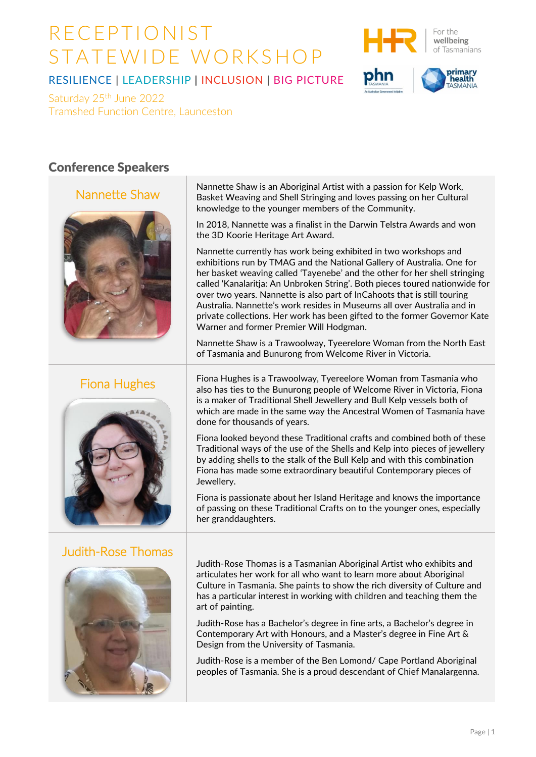# RECEPTIONIST STATEWIDE WORKSHOP

RESILIENCE | LEADERSHIP | INCLUSION | BIG PICTURE

Saturday 25th June 2022
Tramshed Function Centre, Launceston

For the wellbeing of Tasmanians

## Conference Speakers

### Nannette Shaw

Nannette Shaw is an Aboriginal Artist with a passion for Kelp Work, Basket Weaving and Shell Stringing and loves passing on her Cultural knowledge to the younger members of the Community.

In 2018, Nannette was a finalist in the Darwin Telstra Awards and won the 3D Koorie Heritage Art Award.

Nannette currently has work being exhibited in two workshops and exhibitions run by TMAG and the National Gallery of Australia. One for her basket weaving called 'Tayenebe' and the other for her shell stringing called 'Kanalaritja: An Unbroken String'. Both pieces toured nationwide for over two years. Nannette is also part of InCahoots that is still touring Australia. Nannette's work resides in Museums all over Australia and in private collections. Her work has been gifted to the former Governor Kate Warner and former Premier Will Hodgman.

Nannette Shaw is a Trawoolway, Tyeerelore Woman from the North East of Tasmania and Bunurong from Welcome River in Victoria.

### Fiona Hughes

Fiona Hughes is a Trawoolway, Tyereelore Woman from Tasmania who also has ties to the Bunurong people of Welcome River in Victoria, Fiona is a maker of Traditional Shell Jewellery and Bull Kelp vessels both of which are made in the same way the Ancestral Women of Tasmania have done for thousands of years.

Fiona looked beyond these Traditional crafts and combined both of these Traditional ways of the use of the Shells and Kelp into pieces of jewellery by adding shells to the stalk of the Bull Kelp and with this combination Fiona has made some extraordinary beautiful Contemporary pieces of Jewellery.

Fiona is passionate about her Island Heritage and knows the importance of passing on these Traditional Crafts on to the younger ones, especially her granddaughters.

### Judith-Rose Thomas

Judith-Rose Thomas is a Tasmanian Aboriginal Artist who exhibits and articulates her work for all who want to learn more about Aboriginal Culture in Tasmania. She paints to show the rich diversity of Culture and has a particular interest in working with children and teaching them the art of painting.

Judith-Rose has a Bachelor's degree in fine arts, a Bachelor's degree in Contemporary Art with Honours, and a Master's degree in Fine Art & Design from the University of Tasmania.

Judith-Rose is a member of the Ben Lomond/ Cape Portland Aboriginal peoples of Tasmania. She is a proud descendant of Chief Manalargenna.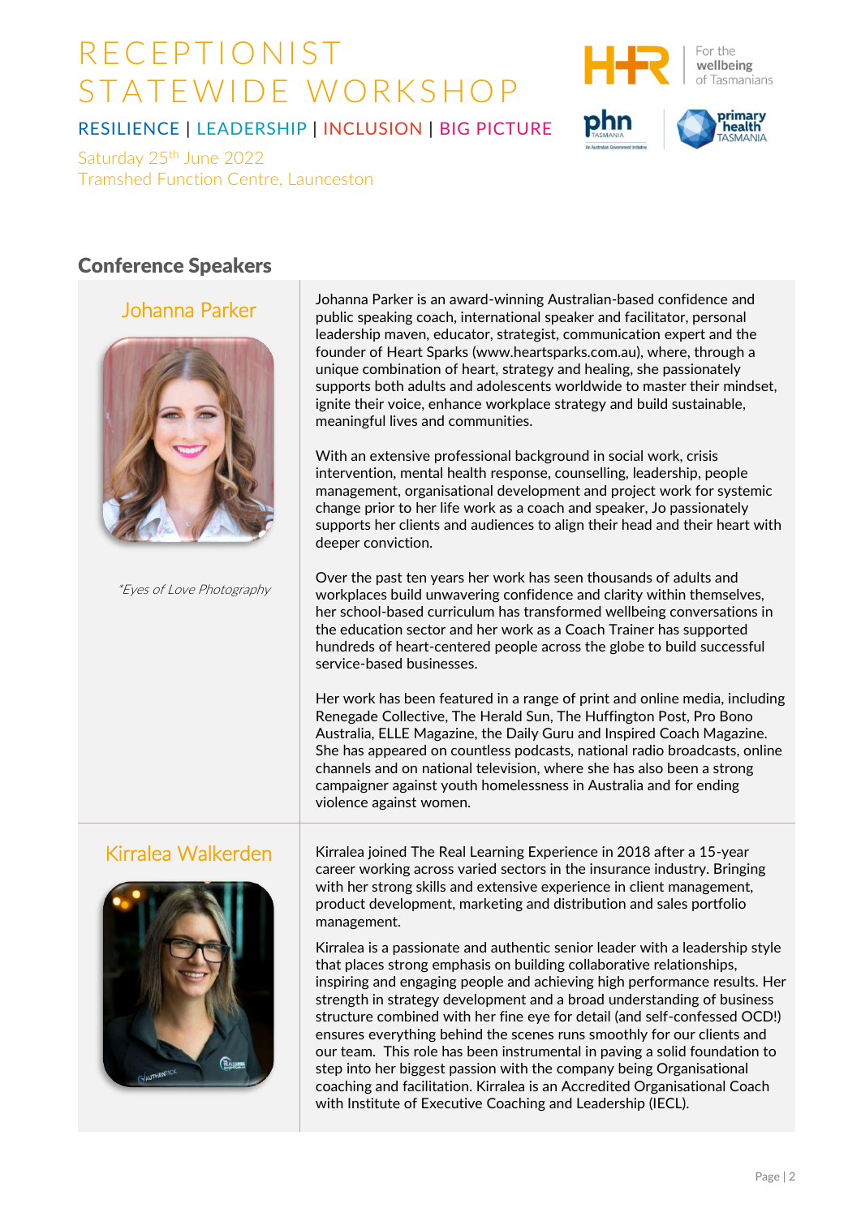# RECEPTIONIST STATEWIDE WORKSHOP

RESILIENCE | LEADERSHIP | INCLUSION | BIG PICTURE

Saturday 25th June 2022
Tramshed Function Centre, Launceston

For the wellbeing of Tasmanians

## Conference Speakers

### Johanna Parker

*Eyes of Love Photography*

Johanna Parker is an award-winning Australian-based confidence and public speaking coach, international speaker and facilitator, personal leadership maven, educator, strategist, communication expert and the founder of Heart Sparks (www.heartsparks.com.au), where, through a unique combination of heart, strategy and healing, she passionately supports both adults and adolescents worldwide to master their mindset, ignite their voice, enhance workplace strategy and build sustainable, meaningful lives and communities.

With an extensive professional background in social work, crisis intervention, mental health response, counselling, leadership, people management, organisational development and project work for systemic change prior to her life work as a coach and speaker, Jo passionately supports her clients and audiences to align their head and their heart with deeper conviction.

Over the past ten years her work has seen thousands of adults and workplaces build unwavering confidence and clarity within themselves, her school-based curriculum has transformed wellbeing conversations in the education sector and her work as a Coach Trainer has supported hundreds of heart-centered people across the globe to build successful service-based businesses.

Her work has been featured in a range of print and online media, including Renegade Collective, The Herald Sun, The Huffington Post, Pro Bono Australia, ELLE Magazine, the Daily Guru and Inspired Coach Magazine. She has appeared on countless podcasts, national radio broadcasts, online channels and on national television, where she has also been a strong campaigner against youth homelessness in Australia and for ending violence against women.

### Kirralea Walkerden

Kirralea joined The Real Learning Experience in 2018 after a 15-year career working across varied sectors in the insurance industry. Bringing with her strong skills and extensive experience in client management, product development, marketing and distribution and sales portfolio management.

Kirralea is a passionate and authentic senior leader with a leadership style that places strong emphasis on building collaborative relationships, inspiring and engaging people and achieving high performance results. Her strength in strategy development and a broad understanding of business structure combined with her fine eye for detail (and self-confessed OCD!) ensures everything behind the scenes runs smoothly for our clients and our team. This role has been instrumental in paving a solid foundation to step into her biggest passion with the company being Organisational coaching and facilitation. Kirralea is an Accredited Organisational Coach with Institute of Executive Coaching and Leadership (IECL).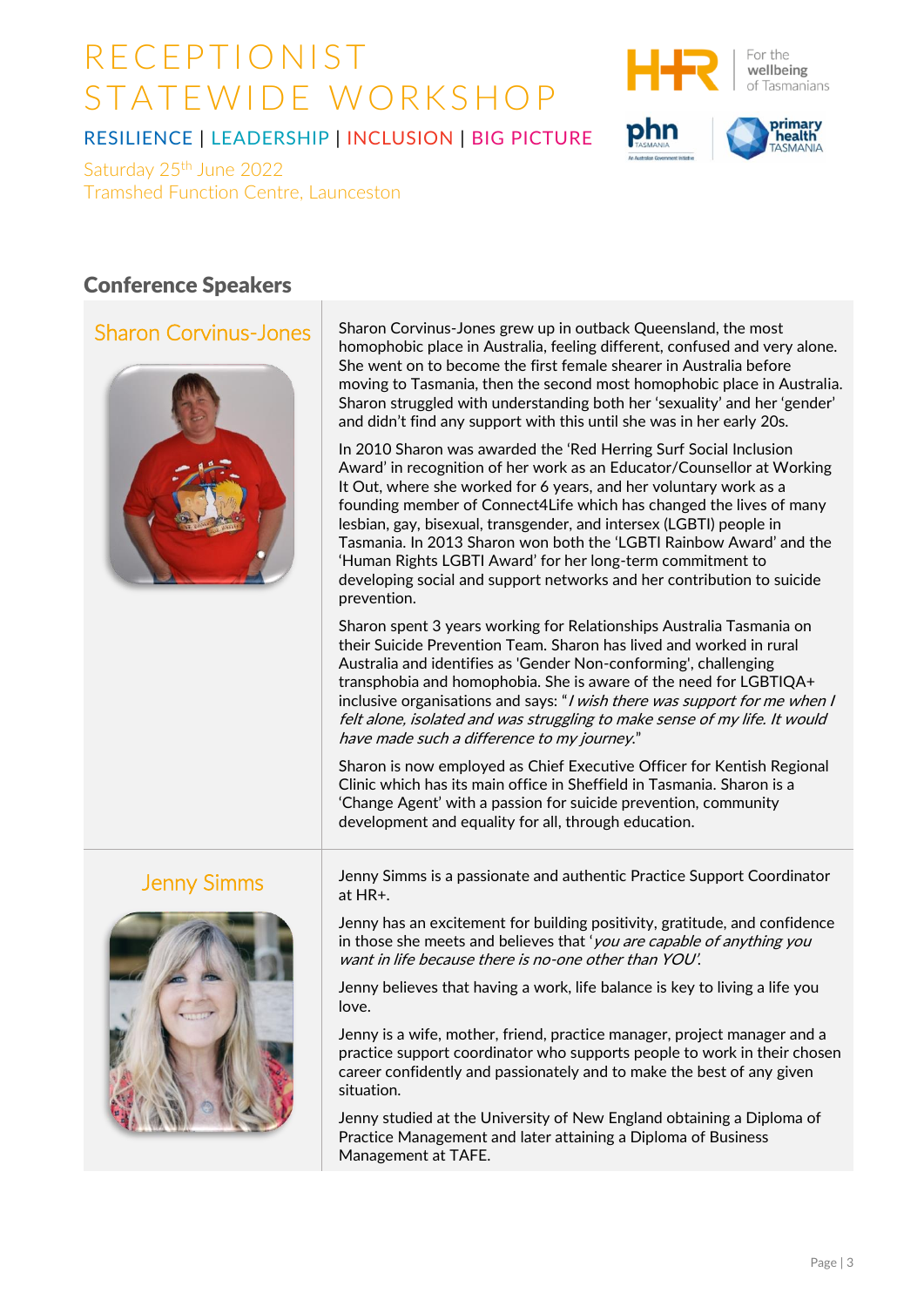# RECEPTIONIST STATEWIDE WORKSHOP

RESILIENCE | LEADERSHIP | INCLUSION | BIG PICTURE

Saturday 25th June 2022
Tramshed Function Centre, Launceston

## Conference Speakers

### Sharon Corvinus-Jones

Sharon Corvinus-Jones grew up in outback Queensland, the most homophobic place in Australia, feeling different, confused and very alone. She went on to become the first female shearer in Australia before moving to Tasmania, then the second most homophobic place in Australia. Sharon struggled with understanding both her 'sexuality' and her 'gender' and didn't find any support with this until she was in her early 20s.

In 2010 Sharon was awarded the 'Red Herring Surf Social Inclusion Award' in recognition of her work as an Educator/Counsellor at Working It Out, where she worked for 6 years, and her voluntary work as a founding member of Connect4Life which has changed the lives of many lesbian, gay, bisexual, transgender, and intersex (LGBTI) people in Tasmania. In 2013 Sharon won both the 'LGBTI Rainbow Award' and the 'Human Rights LGBTI Award' for her long-term commitment to developing social and support networks and her contribution to suicide prevention.

Sharon spent 3 years working for Relationships Australia Tasmania on their Suicide Prevention Team. Sharon has lived and worked in rural Australia and identifies as 'Gender Non-conforming', challenging transphobia and homophobia. She is aware of the need for LGBTIQA+ inclusive organisations and says: "*I wish there was support for me when I felt alone, isolated and was struggling to make sense of my life. It would have made such a difference to my journey.*"

Sharon is now employed as Chief Executive Officer for Kentish Regional Clinic which has its main office in Sheffield in Tasmania. Sharon is a 'Change Agent' with a passion for suicide prevention, community development and equality for all, through education.

### Jenny Simms

Jenny Simms is a passionate and authentic Practice Support Coordinator at HR+.

Jenny has an excitement for building positivity, gratitude, and confidence in those she meets and believes that '*you are capable of anything you want in life because there is no-one other than YOU*'.

Jenny believes that having a work, life balance is key to living a life you love.

Jenny is a wife, mother, friend, practice manager, project manager and a practice support coordinator who supports people to work in their chosen career confidently and passionately and to make the best of any given situation.

Jenny studied at the University of New England obtaining a Diploma of Practice Management and later attaining a Diploma of Business Management at TAFE.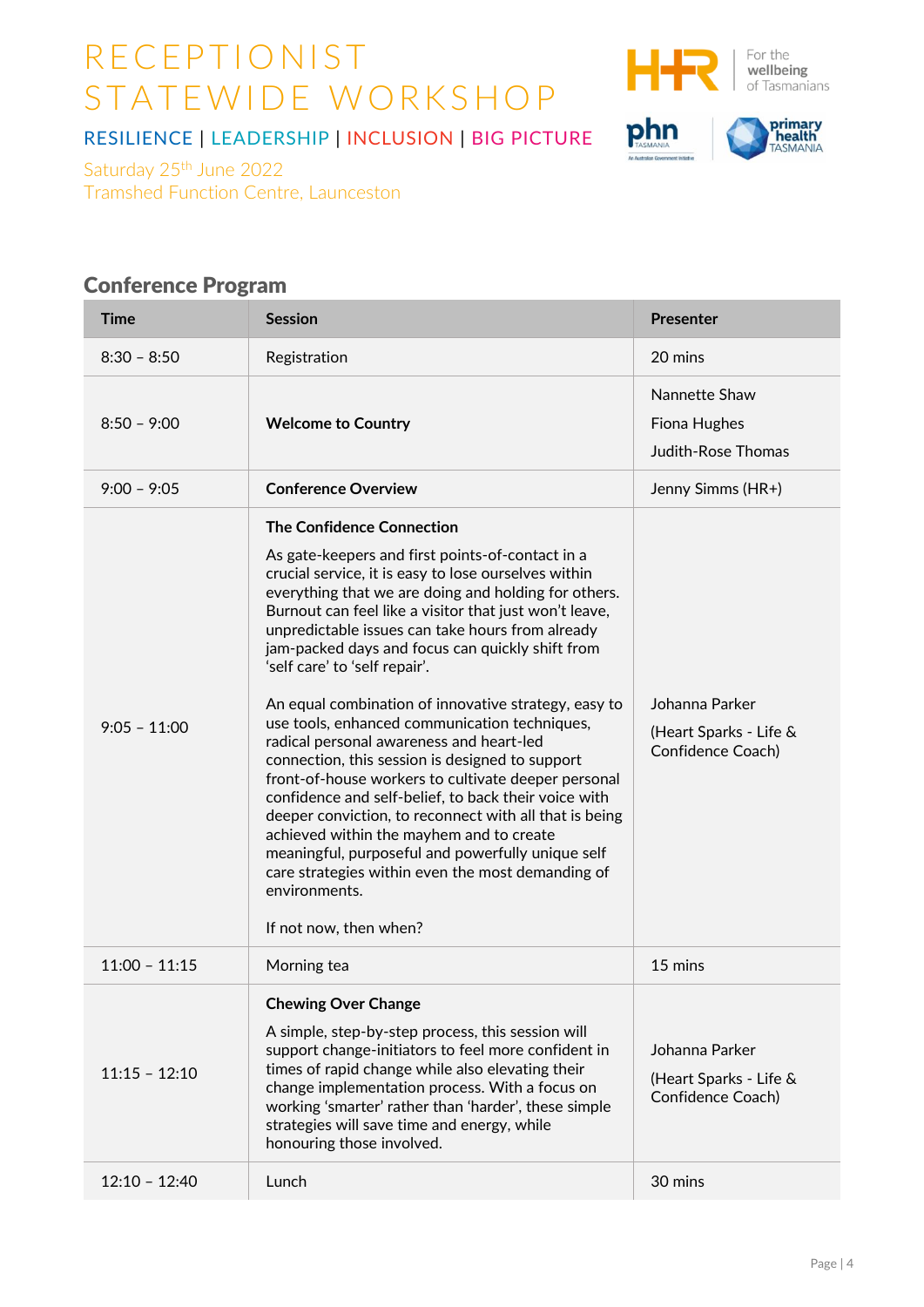# RECEPTIONIST STATEWIDE WORKSHOP

RESILIENCE | LEADERSHIP | INCLUSION | BIG PICTURE

Saturday 25th June 2022
Tramshed Function Centre, Launceston

## Conference Program

| Time | Session | Presenter |
|---|---|---|
| 8:30 – 8:50 | Registration | 20 mins |
| 8:50 – 9:00 | **Welcome to Country** | Nannette Shaw<br>Fiona Hughes<br>Judith-Rose Thomas |
| 9:00 – 9:05 | **Conference Overview** | Jenny Simms (HR+) |
| 9:05 – 11:00 | **The Confidence Connection**<br><br>As gate-keepers and first points-of-contact in a crucial service, it is easy to lose ourselves within everything that we are doing and holding for others. Burnout can feel like a visitor that just won't leave, unpredictable issues can take hours from already jam-packed days and focus can quickly shift from 'self care' to 'self repair'.<br><br>An equal combination of innovative strategy, easy to use tools, enhanced communication techniques, radical personal awareness and heart-led connection, this session is designed to support front-of-house workers to cultivate deeper personal confidence and self-belief, to back their voice with deeper conviction, to reconnect with all that is being achieved within the mayhem and to create meaningful, purposeful and powerfully unique self care strategies within even the most demanding of environments.<br><br>If not now, then when? | Johanna Parker<br>(Heart Sparks - Life & Confidence Coach) |
| 11:00 – 11:15 | Morning tea | 15 mins |
| 11:15 – 12:10 | **Chewing Over Change**<br><br>A simple, step-by-step process, this session will support change-initiators to feel more confident in times of rapid change while also elevating their change implementation process. With a focus on working 'smarter' rather than 'harder', these simple strategies will save time and energy, while honouring those involved. | Johanna Parker<br>(Heart Sparks - Life & Confidence Coach) |
| 12:10 – 12:40 | Lunch | 30 mins |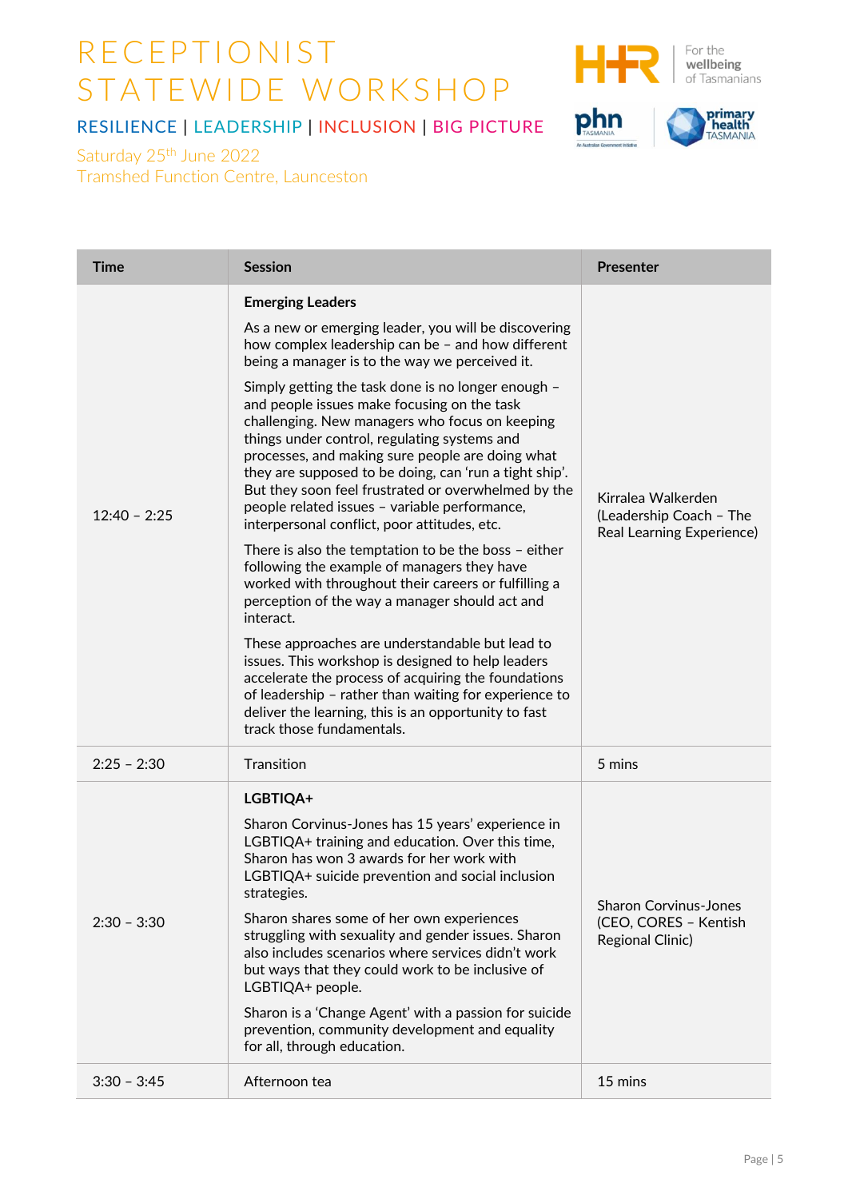# RECEPTIONIST STATEWIDE WORKSHOP

## RESILIENCE | LEADERSHIP | INCLUSION | BIG PICTURE

Saturday 25th June 2022
Tramshed Function Centre, Launceston

| Time | Session | Presenter |
|---|---|---|
| 12:40 – 2:25 | **Emerging Leaders**<br><br>As a new or emerging leader, you will be discovering how complex leadership can be – and how different being a manager is to the way we perceived it.<br><br>Simply getting the task done is no longer enough – and people issues make focusing on the task challenging. New managers who focus on keeping things under control, regulating systems and processes, and making sure people are doing what they are supposed to be doing, can 'run a tight ship'. But they soon feel frustrated or overwhelmed by the people related issues – variable performance, interpersonal conflict, poor attitudes, etc.<br><br>There is also the temptation to be the boss – either following the example of managers they have worked with throughout their careers or fulfilling a perception of the way a manager should act and interact.<br><br>These approaches are understandable but lead to issues. This workshop is designed to help leaders accelerate the process of acquiring the foundations of leadership – rather than waiting for experience to deliver the learning, this is an opportunity to fast track those fundamentals. | Kirralea Walkerden (Leadership Coach – The Real Learning Experience) |
| 2:25 – 2:30 | Transition | 5 mins |
| 2:30 – 3:30 | **LGBTIQA+**<br><br>Sharon Corvinus-Jones has 15 years' experience in LGBTIQA+ training and education. Over this time, Sharon has won 3 awards for her work with LGBTIQA+ suicide prevention and social inclusion strategies.<br><br>Sharon shares some of her own experiences struggling with sexuality and gender issues. Sharon also includes scenarios where services didn't work but ways that they could work to be inclusive of LGBTIQA+ people.<br><br>Sharon is a 'Change Agent' with a passion for suicide prevention, community development and equality for all, through education. | Sharon Corvinus-Jones (CEO, CORES – Kentish Regional Clinic) |
| 3:30 – 3:45 | Afternoon tea | 15 mins |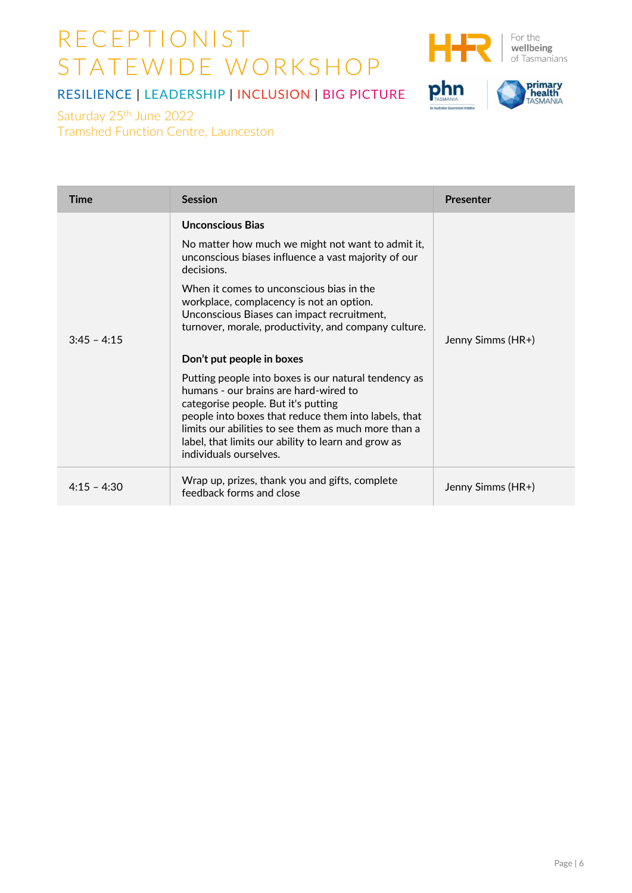# RECEPTIONIST STATEWIDE WORKSHOP

**RESILIENCE | LEADERSHIP | INCLUSION | BIG PICTURE**

Saturday 25th June 2022
Tramshed Function Centre, Launceston

For the wellbeing of Tasmanians

| Time | Session | Presenter |
|---|---|---|
| 3:45 – 4:15 | **Unconscious Bias**<br><br>No matter how much we might not want to admit it, unconscious biases influence a vast majority of our decisions.<br><br>When it comes to unconscious bias in the workplace, complacency is not an option. Unconscious Biases can impact recruitment, turnover, morale, productivity, and company culture.<br><br>**Don't put people in boxes**<br><br>Putting people into boxes is our natural tendency as humans - our brains are hard-wired to categorise people. But it's putting people into boxes that reduce them into labels, that limits our abilities to see them as much more than a label, that limits our ability to learn and grow as individuals ourselves. | Jenny Simms (HR+) |
| 4:15 – 4:30 | Wrap up, prizes, thank you and gifts, complete feedback forms and close | Jenny Simms (HR+) |